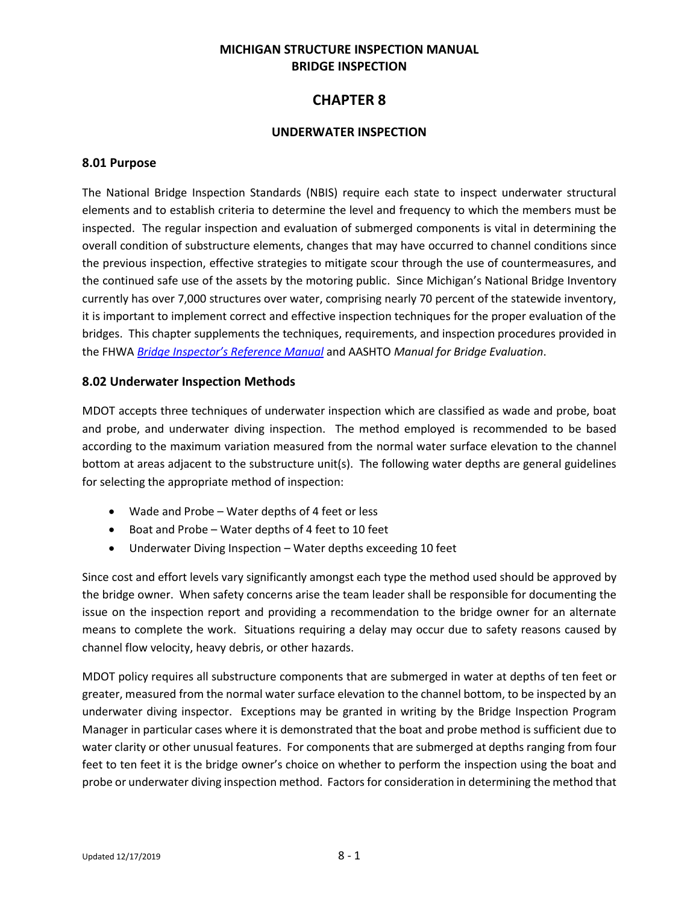# MICHIGAN STRUCTURE INSPECTION MANUAL
# BRIDGE INSPECTION

# CHAPTER 8

## UNDERWATER INSPECTION

### 8.01 Purpose

The National Bridge Inspection Standards (NBIS) require each state to inspect underwater structural elements and to establish criteria to determine the level and frequency to which the members must be inspected. The regular inspection and evaluation of submerged components is vital in determining the overall condition of substructure elements, changes that may have occurred to channel conditions since the previous inspection, effective strategies to mitigate scour through the use of countermeasures, and the continued safe use of the assets by the motoring public. Since Michigan's National Bridge Inventory currently has over 7,000 structures over water, comprising nearly 70 percent of the statewide inventory, it is important to implement correct and effective inspection techniques for the proper evaluation of the bridges. This chapter supplements the techniques, requirements, and inspection procedures provided in the FHWA *Bridge Inspector's Reference Manual* and AASHTO *Manual for Bridge Evaluation*.

### 8.02 Underwater Inspection Methods

MDOT accepts three techniques of underwater inspection which are classified as wade and probe, boat and probe, and underwater diving inspection. The method employed is recommended to be based according to the maximum variation measured from the normal water surface elevation to the channel bottom at areas adjacent to the substructure unit(s). The following water depths are general guidelines for selecting the appropriate method of inspection:

- Wade and Probe – Water depths of 4 feet or less
- Boat and Probe – Water depths of 4 feet to 10 feet
- Underwater Diving Inspection – Water depths exceeding 10 feet

Since cost and effort levels vary significantly amongst each type the method used should be approved by the bridge owner. When safety concerns arise the team leader shall be responsible for documenting the issue on the inspection report and providing a recommendation to the bridge owner for an alternate means to complete the work. Situations requiring a delay may occur due to safety reasons caused by channel flow velocity, heavy debris, or other hazards.

MDOT policy requires all substructure components that are submerged in water at depths of ten feet or greater, measured from the normal water surface elevation to the channel bottom, to be inspected by an underwater diving inspector. Exceptions may be granted in writing by the Bridge Inspection Program Manager in particular cases where it is demonstrated that the boat and probe method is sufficient due to water clarity or other unusual features. For components that are submerged at depths ranging from four feet to ten feet it is the bridge owner's choice on whether to perform the inspection using the boat and probe or underwater diving inspection method. Factors for consideration in determining the method that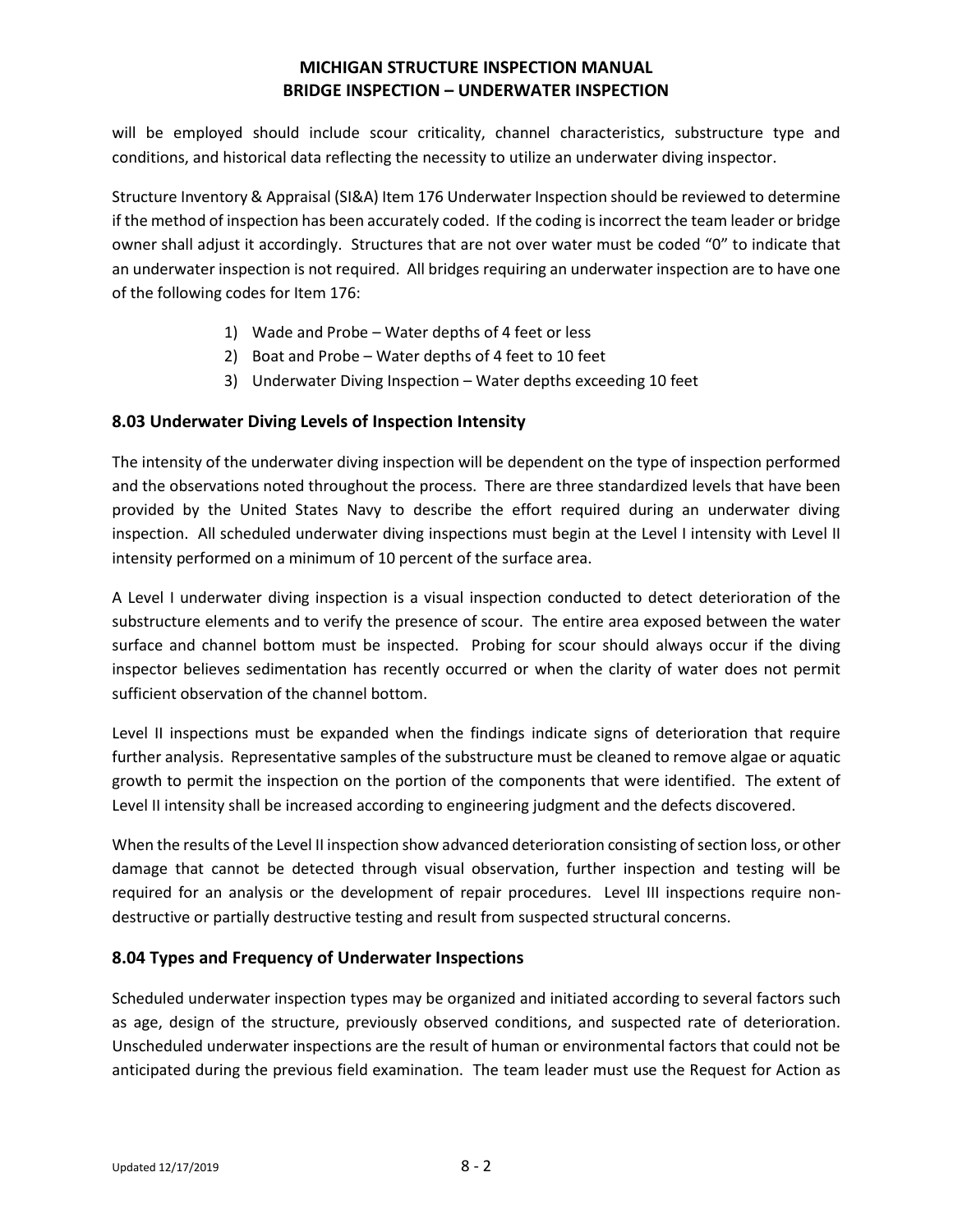will be employed should include scour criticality, channel characteristics, substructure type and conditions, and historical data reflecting the necessity to utilize an underwater diving inspector.

Structure Inventory & Appraisal (SI&A) Item 176 Underwater Inspection should be reviewed to determine if the method of inspection has been accurately coded. If the coding is incorrect the team leader or bridge owner shall adjust it accordingly. Structures that are not over water must be coded "0" to indicate that an underwater inspection is not required. All bridges requiring an underwater inspection are to have one of the following codes for Item 176:

1) Wade and Probe – Water depths of 4 feet or less
2) Boat and Probe – Water depths of 4 feet to 10 feet
3) Underwater Diving Inspection – Water depths exceeding 10 feet

## 8.03 Underwater Diving Levels of Inspection Intensity

The intensity of the underwater diving inspection will be dependent on the type of inspection performed and the observations noted throughout the process. There are three standardized levels that have been provided by the United States Navy to describe the effort required during an underwater diving inspection. All scheduled underwater diving inspections must begin at the Level I intensity with Level II intensity performed on a minimum of 10 percent of the surface area.

A Level I underwater diving inspection is a visual inspection conducted to detect deterioration of the substructure elements and to verify the presence of scour. The entire area exposed between the water surface and channel bottom must be inspected. Probing for scour should always occur if the diving inspector believes sedimentation has recently occurred or when the clarity of water does not permit sufficient observation of the channel bottom.

Level II inspections must be expanded when the findings indicate signs of deterioration that require further analysis. Representative samples of the substructure must be cleaned to remove algae or aquatic growth to permit the inspection on the portion of the components that were identified. The extent of Level II intensity shall be increased according to engineering judgment and the defects discovered.

When the results of the Level II inspection show advanced deterioration consisting of section loss, or other damage that cannot be detected through visual observation, further inspection and testing will be required for an analysis or the development of repair procedures. Level III inspections require non-destructive or partially destructive testing and result from suspected structural concerns.

## 8.04 Types and Frequency of Underwater Inspections

Scheduled underwater inspection types may be organized and initiated according to several factors such as age, design of the structure, previously observed conditions, and suspected rate of deterioration. Unscheduled underwater inspections are the result of human or environmental factors that could not be anticipated during the previous field examination. The team leader must use the Request for Action as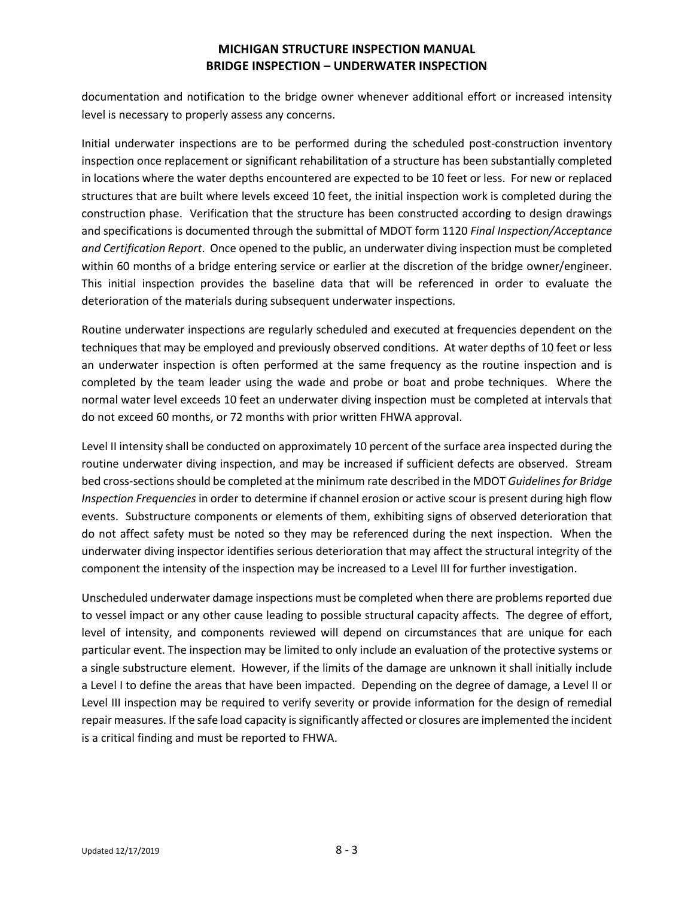documentation and notification to the bridge owner whenever additional effort or increased intensity level is necessary to properly assess any concerns.

Initial underwater inspections are to be performed during the scheduled post-construction inventory inspection once replacement or significant rehabilitation of a structure has been substantially completed in locations where the water depths encountered are expected to be 10 feet or less. For new or replaced structures that are built where levels exceed 10 feet, the initial inspection work is completed during the construction phase. Verification that the structure has been constructed according to design drawings and specifications is documented through the submittal of MDOT form 1120 *Final Inspection/Acceptance and Certification Report*. Once opened to the public, an underwater diving inspection must be completed within 60 months of a bridge entering service or earlier at the discretion of the bridge owner/engineer. This initial inspection provides the baseline data that will be referenced in order to evaluate the deterioration of the materials during subsequent underwater inspections.

Routine underwater inspections are regularly scheduled and executed at frequencies dependent on the techniques that may be employed and previously observed conditions. At water depths of 10 feet or less an underwater inspection is often performed at the same frequency as the routine inspection and is completed by the team leader using the wade and probe or boat and probe techniques. Where the normal water level exceeds 10 feet an underwater diving inspection must be completed at intervals that do not exceed 60 months, or 72 months with prior written FHWA approval.

Level II intensity shall be conducted on approximately 10 percent of the surface area inspected during the routine underwater diving inspection, and may be increased if sufficient defects are observed. Stream bed cross-sections should be completed at the minimum rate described in the MDOT *Guidelines for Bridge Inspection Frequencies* in order to determine if channel erosion or active scour is present during high flow events. Substructure components or elements of them, exhibiting signs of observed deterioration that do not affect safety must be noted so they may be referenced during the next inspection. When the underwater diving inspector identifies serious deterioration that may affect the structural integrity of the component the intensity of the inspection may be increased to a Level III for further investigation.

Unscheduled underwater damage inspections must be completed when there are problems reported due to vessel impact or any other cause leading to possible structural capacity affects. The degree of effort, level of intensity, and components reviewed will depend on circumstances that are unique for each particular event. The inspection may be limited to only include an evaluation of the protective systems or a single substructure element. However, if the limits of the damage are unknown it shall initially include a Level I to define the areas that have been impacted. Depending on the degree of damage, a Level II or Level III inspection may be required to verify severity or provide information for the design of remedial repair measures. If the safe load capacity is significantly affected or closures are implemented the incident is a critical finding and must be reported to FHWA.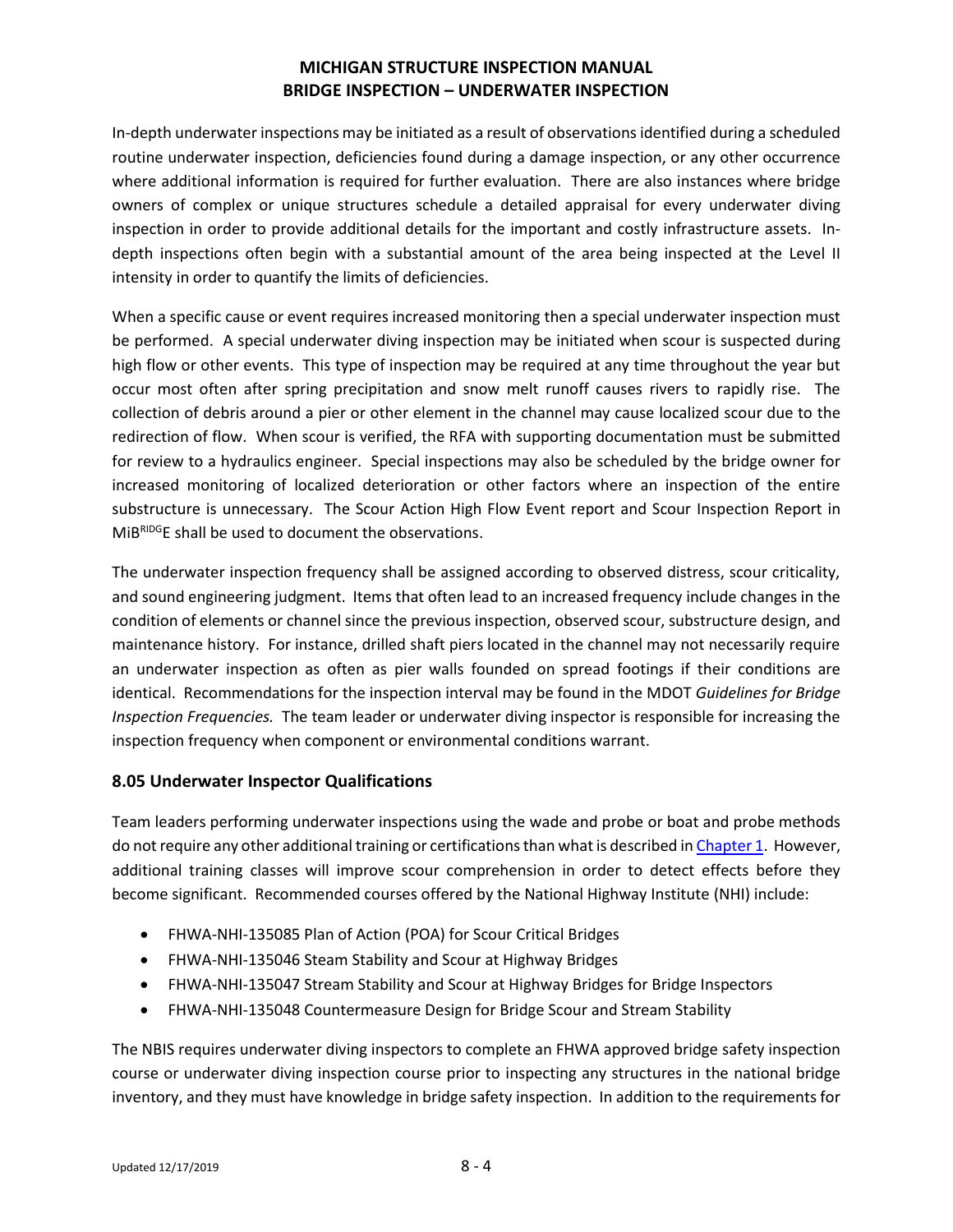In-depth underwater inspections may be initiated as a result of observations identified during a scheduled routine underwater inspection, deficiencies found during a damage inspection, or any other occurrence where additional information is required for further evaluation. There are also instances where bridge owners of complex or unique structures schedule a detailed appraisal for every underwater diving inspection in order to provide additional details for the important and costly infrastructure assets. In-depth inspections often begin with a substantial amount of the area being inspected at the Level II intensity in order to quantify the limits of deficiencies.

When a specific cause or event requires increased monitoring then a special underwater inspection must be performed. A special underwater diving inspection may be initiated when scour is suspected during high flow or other events. This type of inspection may be required at any time throughout the year but occur most often after spring precipitation and snow melt runoff causes rivers to rapidly rise. The collection of debris around a pier or other element in the channel may cause localized scour due to the redirection of flow. When scour is verified, the RFA with supporting documentation must be submitted for review to a hydraulics engineer. Special inspections may also be scheduled by the bridge owner for increased monitoring of localized deterioration or other factors where an inspection of the entire substructure is unnecessary. The Scour Action High Flow Event report and Scour Inspection Report in MiB[RIDG]E shall be used to document the observations.

The underwater inspection frequency shall be assigned according to observed distress, scour criticality, and sound engineering judgment. Items that often lead to an increased frequency include changes in the condition of elements or channel since the previous inspection, observed scour, substructure design, and maintenance history. For instance, drilled shaft piers located in the channel may not necessarily require an underwater inspection as often as pier walls founded on spread footings if their conditions are identical. Recommendations for the inspection interval may be found in the MDOT *Guidelines for Bridge Inspection Frequencies.* The team leader or underwater diving inspector is responsible for increasing the inspection frequency when component or environmental conditions warrant.

## 8.05 Underwater Inspector Qualifications

Team leaders performing underwater inspections using the wade and probe or boat and probe methods do not require any other additional training or certifications than what is described in Chapter 1. However, additional training classes will improve scour comprehension in order to detect effects before they become significant. Recommended courses offered by the National Highway Institute (NHI) include:

- FHWA-NHI-135085 Plan of Action (POA) for Scour Critical Bridges
- FHWA-NHI-135046 Steam Stability and Scour at Highway Bridges
- FHWA-NHI-135047 Stream Stability and Scour at Highway Bridges for Bridge Inspectors
- FHWA-NHI-135048 Countermeasure Design for Bridge Scour and Stream Stability

The NBIS requires underwater diving inspectors to complete an FHWA approved bridge safety inspection course or underwater diving inspection course prior to inspecting any structures in the national bridge inventory, and they must have knowledge in bridge safety inspection. In addition to the requirements for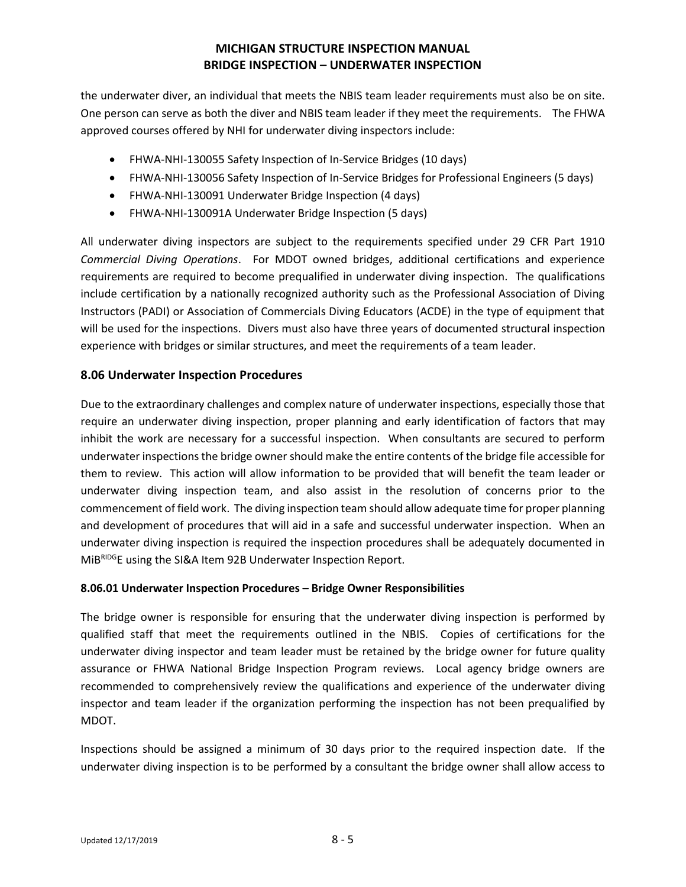the underwater diver, an individual that meets the NBIS team leader requirements must also be on site. One person can serve as both the diver and NBIS team leader if they meet the requirements. The FHWA approved courses offered by NHI for underwater diving inspectors include:

- FHWA-NHI-130055 Safety Inspection of In-Service Bridges (10 days)
- FHWA-NHI-130056 Safety Inspection of In-Service Bridges for Professional Engineers (5 days)
- FHWA-NHI-130091 Underwater Bridge Inspection (4 days)
- FHWA-NHI-130091A Underwater Bridge Inspection (5 days)

All underwater diving inspectors are subject to the requirements specified under 29 CFR Part 1910 *Commercial Diving Operations*. For MDOT owned bridges, additional certifications and experience requirements are required to become prequalified in underwater diving inspection. The qualifications include certification by a nationally recognized authority such as the Professional Association of Diving Instructors (PADI) or Association of Commercials Diving Educators (ACDE) in the type of equipment that will be used for the inspections. Divers must also have three years of documented structural inspection experience with bridges or similar structures, and meet the requirements of a team leader.

## 8.06 Underwater Inspection Procedures

Due to the extraordinary challenges and complex nature of underwater inspections, especially those that require an underwater diving inspection, proper planning and early identification of factors that may inhibit the work are necessary for a successful inspection. When consultants are secured to perform underwater inspections the bridge owner should make the entire contents of the bridge file accessible for them to review. This action will allow information to be provided that will benefit the team leader or underwater diving inspection team, and also assist in the resolution of concerns prior to the commencement of field work. The diving inspection team should allow adequate time for proper planning and development of procedures that will aid in a safe and successful underwater inspection. When an underwater diving inspection is required the inspection procedures shall be adequately documented in MiB^RIDG^E using the SI&A Item 92B Underwater Inspection Report.

### 8.06.01 Underwater Inspection Procedures – Bridge Owner Responsibilities

The bridge owner is responsible for ensuring that the underwater diving inspection is performed by qualified staff that meet the requirements outlined in the NBIS. Copies of certifications for the underwater diving inspector and team leader must be retained by the bridge owner for future quality assurance or FHWA National Bridge Inspection Program reviews. Local agency bridge owners are recommended to comprehensively review the qualifications and experience of the underwater diving inspector and team leader if the organization performing the inspection has not been prequalified by MDOT.

Inspections should be assigned a minimum of 30 days prior to the required inspection date. If the underwater diving inspection is to be performed by a consultant the bridge owner shall allow access to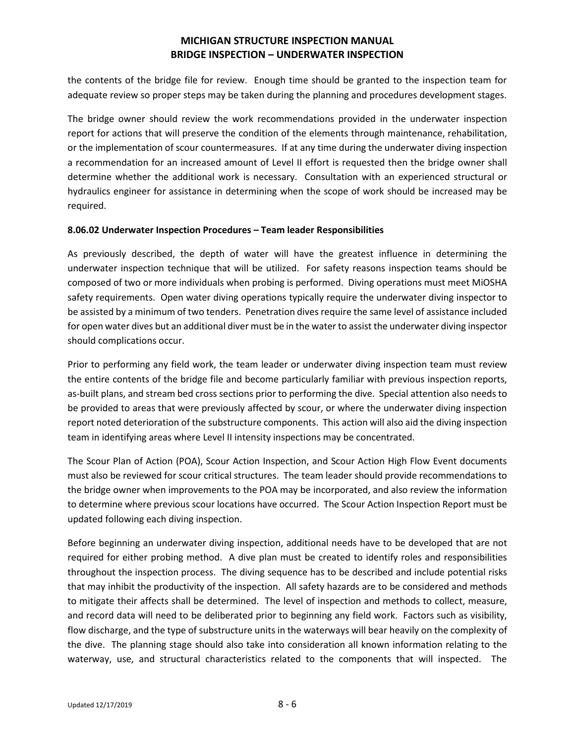the contents of the bridge file for review. Enough time should be granted to the inspection team for adequate review so proper steps may be taken during the planning and procedures development stages.

The bridge owner should review the work recommendations provided in the underwater inspection report for actions that will preserve the condition of the elements through maintenance, rehabilitation, or the implementation of scour countermeasures. If at any time during the underwater diving inspection a recommendation for an increased amount of Level II effort is requested then the bridge owner shall determine whether the additional work is necessary. Consultation with an experienced structural or hydraulics engineer for assistance in determining when the scope of work should be increased may be required.

**8.06.02 Underwater Inspection Procedures – Team leader Responsibilities**

As previously described, the depth of water will have the greatest influence in determining the underwater inspection technique that will be utilized. For safety reasons inspection teams should be composed of two or more individuals when probing is performed. Diving operations must meet MiOSHA safety requirements. Open water diving operations typically require the underwater diving inspector to be assisted by a minimum of two tenders. Penetration dives require the same level of assistance included for open water dives but an additional diver must be in the water to assist the underwater diving inspector should complications occur.

Prior to performing any field work, the team leader or underwater diving inspection team must review the entire contents of the bridge file and become particularly familiar with previous inspection reports, as-built plans, and stream bed cross sections prior to performing the dive. Special attention also needs to be provided to areas that were previously affected by scour, or where the underwater diving inspection report noted deterioration of the substructure components. This action will also aid the diving inspection team in identifying areas where Level II intensity inspections may be concentrated.

The Scour Plan of Action (POA), Scour Action Inspection, and Scour Action High Flow Event documents must also be reviewed for scour critical structures. The team leader should provide recommendations to the bridge owner when improvements to the POA may be incorporated, and also review the information to determine where previous scour locations have occurred. The Scour Action Inspection Report must be updated following each diving inspection.

Before beginning an underwater diving inspection, additional needs have to be developed that are not required for either probing method. A dive plan must be created to identify roles and responsibilities throughout the inspection process. The diving sequence has to be described and include potential risks that may inhibit the productivity of the inspection. All safety hazards are to be considered and methods to mitigate their affects shall be determined. The level of inspection and methods to collect, measure, and record data will need to be deliberated prior to beginning any field work. Factors such as visibility, flow discharge, and the type of substructure units in the waterways will bear heavily on the complexity of the dive. The planning stage should also take into consideration all known information relating to the waterway, use, and structural characteristics related to the components that will inspected. The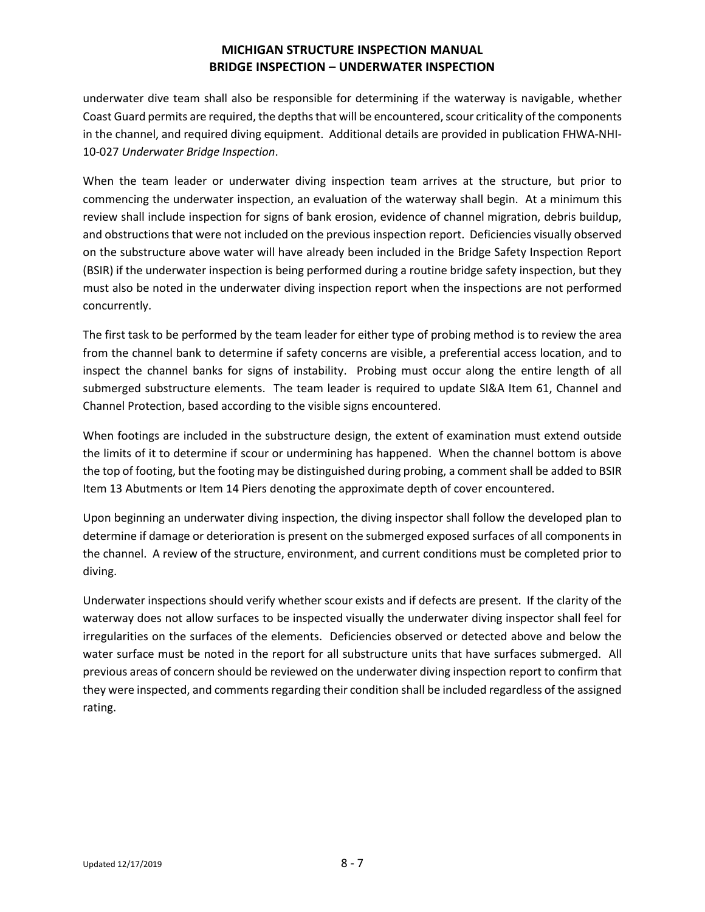underwater dive team shall also be responsible for determining if the waterway is navigable, whether Coast Guard permits are required, the depths that will be encountered, scour criticality of the components in the channel, and required diving equipment. Additional details are provided in publication FHWA-NHI-10-027 *Underwater Bridge Inspection*.

When the team leader or underwater diving inspection team arrives at the structure, but prior to commencing the underwater inspection, an evaluation of the waterway shall begin. At a minimum this review shall include inspection for signs of bank erosion, evidence of channel migration, debris buildup, and obstructions that were not included on the previous inspection report. Deficiencies visually observed on the substructure above water will have already been included in the Bridge Safety Inspection Report (BSIR) if the underwater inspection is being performed during a routine bridge safety inspection, but they must also be noted in the underwater diving inspection report when the inspections are not performed concurrently.

The first task to be performed by the team leader for either type of probing method is to review the area from the channel bank to determine if safety concerns are visible, a preferential access location, and to inspect the channel banks for signs of instability. Probing must occur along the entire length of all submerged substructure elements. The team leader is required to update SI&A Item 61, Channel and Channel Protection, based according to the visible signs encountered.

When footings are included in the substructure design, the extent of examination must extend outside the limits of it to determine if scour or undermining has happened. When the channel bottom is above the top of footing, but the footing may be distinguished during probing, a comment shall be added to BSIR Item 13 Abutments or Item 14 Piers denoting the approximate depth of cover encountered.

Upon beginning an underwater diving inspection, the diving inspector shall follow the developed plan to determine if damage or deterioration is present on the submerged exposed surfaces of all components in the channel. A review of the structure, environment, and current conditions must be completed prior to diving.

Underwater inspections should verify whether scour exists and if defects are present. If the clarity of the waterway does not allow surfaces to be inspected visually the underwater diving inspector shall feel for irregularities on the surfaces of the elements. Deficiencies observed or detected above and below the water surface must be noted in the report for all substructure units that have surfaces submerged. All previous areas of concern should be reviewed on the underwater diving inspection report to confirm that they were inspected, and comments regarding their condition shall be included regardless of the assigned rating.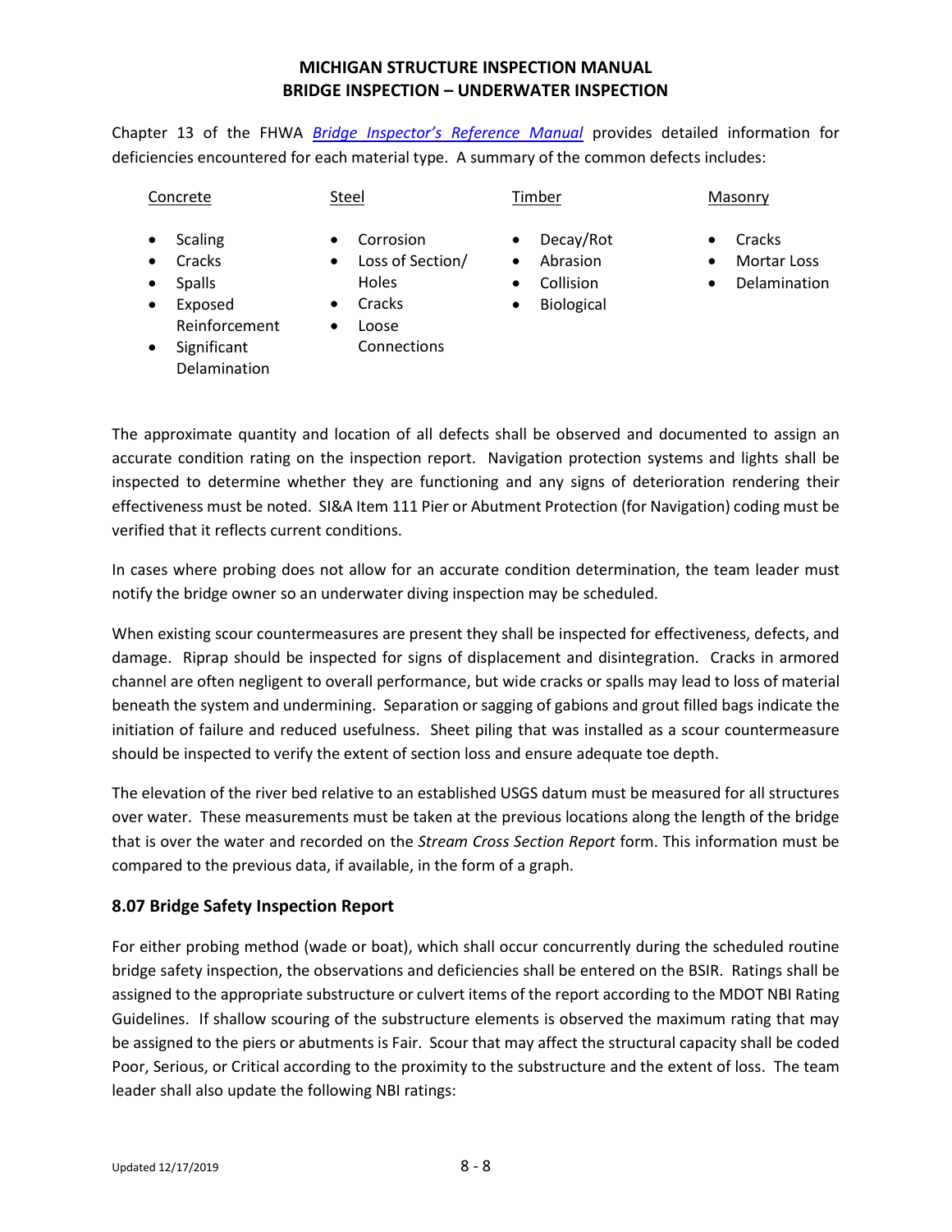Chapter 13 of the FHWA [*Bridge Inspector's Reference Manual*]() provides detailed information for deficiencies encountered for each material type. A summary of the common defects includes:

Concrete

- Scaling
- Cracks
- Spalls
- Exposed Reinforcement
- Significant Delamination

Steel

- Corrosion
- Loss of Section/ Holes
- Cracks
- Loose Connections

Timber

- Decay/Rot
- Abrasion
- Collision
- Biological

Masonry

- Cracks
- Mortar Loss
- Delamination

The approximate quantity and location of all defects shall be observed and documented to assign an accurate condition rating on the inspection report. Navigation protection systems and lights shall be inspected to determine whether they are functioning and any signs of deterioration rendering their effectiveness must be noted. SI&A Item 111 Pier or Abutment Protection (for Navigation) coding must be verified that it reflects current conditions.

In cases where probing does not allow for an accurate condition determination, the team leader must notify the bridge owner so an underwater diving inspection may be scheduled.

When existing scour countermeasures are present they shall be inspected for effectiveness, defects, and damage. Riprap should be inspected for signs of displacement and disintegration. Cracks in armored channel are often negligent to overall performance, but wide cracks or spalls may lead to loss of material beneath the system and undermining. Separation or sagging of gabions and grout filled bags indicate the initiation of failure and reduced usefulness. Sheet piling that was installed as a scour countermeasure should be inspected to verify the extent of section loss and ensure adequate toe depth.

The elevation of the river bed relative to an established USGS datum must be measured for all structures over water. These measurements must be taken at the previous locations along the length of the bridge that is over the water and recorded on the *Stream Cross Section Report* form. This information must be compared to the previous data, if available, in the form of a graph.

## 8.07 Bridge Safety Inspection Report

For either probing method (wade or boat), which shall occur concurrently during the scheduled routine bridge safety inspection, the observations and deficiencies shall be entered on the BSIR. Ratings shall be assigned to the appropriate substructure or culvert items of the report according to the MDOT NBI Rating Guidelines. If shallow scouring of the substructure elements is observed the maximum rating that may be assigned to the piers or abutments is Fair. Scour that may affect the structural capacity shall be coded Poor, Serious, or Critical according to the proximity to the substructure and the extent of loss. The team leader shall also update the following NBI ratings: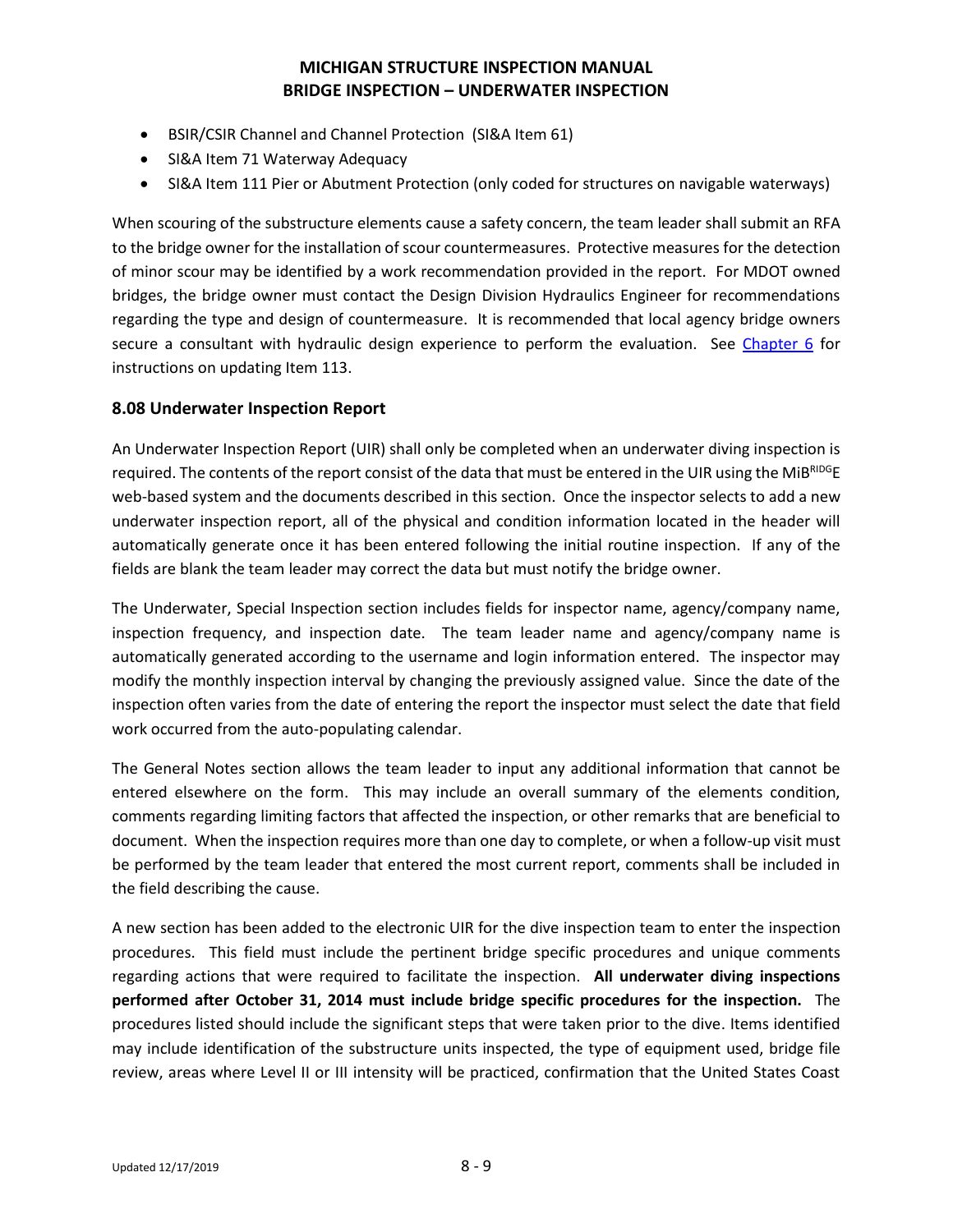- BSIR/CSIR Channel and Channel Protection (SI&A Item 61)
- SI&A Item 71 Waterway Adequacy
- SI&A Item 111 Pier or Abutment Protection (only coded for structures on navigable waterways)

When scouring of the substructure elements cause a safety concern, the team leader shall submit an RFA to the bridge owner for the installation of scour countermeasures. Protective measures for the detection of minor scour may be identified by a work recommendation provided in the report. For MDOT owned bridges, the bridge owner must contact the Design Division Hydraulics Engineer for recommendations regarding the type and design of countermeasure. It is recommended that local agency bridge owners secure a consultant with hydraulic design experience to perform the evaluation. See Chapter 6 for instructions on updating Item 113.

## 8.08 Underwater Inspection Report

An Underwater Inspection Report (UIR) shall only be completed when an underwater diving inspection is required. The contents of the report consist of the data that must be entered in the UIR using the MiB^RIDG^E web-based system and the documents described in this section. Once the inspector selects to add a new underwater inspection report, all of the physical and condition information located in the header will automatically generate once it has been entered following the initial routine inspection. If any of the fields are blank the team leader may correct the data but must notify the bridge owner.

The Underwater, Special Inspection section includes fields for inspector name, agency/company name, inspection frequency, and inspection date. The team leader name and agency/company name is automatically generated according to the username and login information entered. The inspector may modify the monthly inspection interval by changing the previously assigned value. Since the date of the inspection often varies from the date of entering the report the inspector must select the date that field work occurred from the auto-populating calendar.

The General Notes section allows the team leader to input any additional information that cannot be entered elsewhere on the form. This may include an overall summary of the elements condition, comments regarding limiting factors that affected the inspection, or other remarks that are beneficial to document. When the inspection requires more than one day to complete, or when a follow-up visit must be performed by the team leader that entered the most current report, comments shall be included in the field describing the cause.

A new section has been added to the electronic UIR for the dive inspection team to enter the inspection procedures. This field must include the pertinent bridge specific procedures and unique comments regarding actions that were required to facilitate the inspection. **All underwater diving inspections performed after October 31, 2014 must include bridge specific procedures for the inspection.** The procedures listed should include the significant steps that were taken prior to the dive. Items identified may include identification of the substructure units inspected, the type of equipment used, bridge file review, areas where Level II or III intensity will be practiced, confirmation that the United States Coast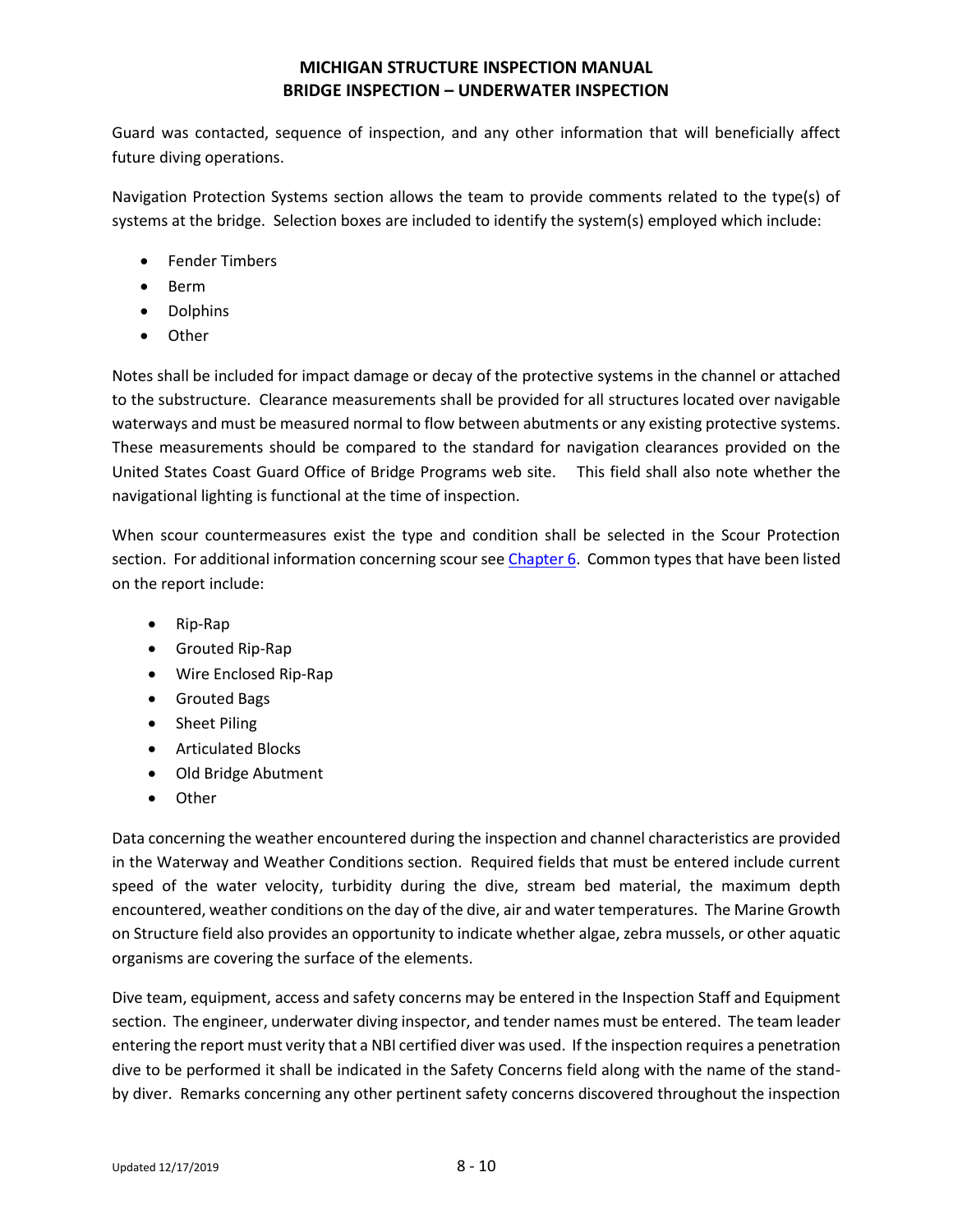Guard was contacted, sequence of inspection, and any other information that will beneficially affect future diving operations.

Navigation Protection Systems section allows the team to provide comments related to the type(s) of systems at the bridge. Selection boxes are included to identify the system(s) employed which include:

- Fender Timbers
- Berm
- Dolphins
- Other

Notes shall be included for impact damage or decay of the protective systems in the channel or attached to the substructure. Clearance measurements shall be provided for all structures located over navigable waterways and must be measured normal to flow between abutments or any existing protective systems. These measurements should be compared to the standard for navigation clearances provided on the United States Coast Guard Office of Bridge Programs web site. This field shall also note whether the navigational lighting is functional at the time of inspection.

When scour countermeasures exist the type and condition shall be selected in the Scour Protection section. For additional information concerning scour see Chapter 6. Common types that have been listed on the report include:

- Rip-Rap
- Grouted Rip-Rap
- Wire Enclosed Rip-Rap
- Grouted Bags
- Sheet Piling
- Articulated Blocks
- Old Bridge Abutment
- Other

Data concerning the weather encountered during the inspection and channel characteristics are provided in the Waterway and Weather Conditions section. Required fields that must be entered include current speed of the water velocity, turbidity during the dive, stream bed material, the maximum depth encountered, weather conditions on the day of the dive, air and water temperatures. The Marine Growth on Structure field also provides an opportunity to indicate whether algae, zebra mussels, or other aquatic organisms are covering the surface of the elements.

Dive team, equipment, access and safety concerns may be entered in the Inspection Staff and Equipment section. The engineer, underwater diving inspector, and tender names must be entered. The team leader entering the report must verity that a NBI certified diver was used. If the inspection requires a penetration dive to be performed it shall be indicated in the Safety Concerns field along with the name of the stand-by diver. Remarks concerning any other pertinent safety concerns discovered throughout the inspection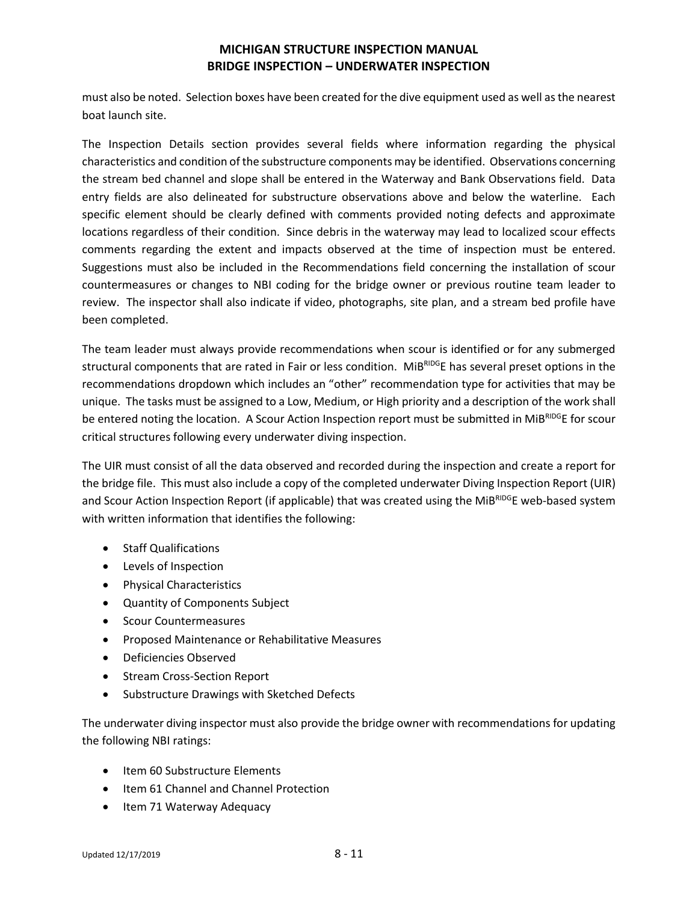must also be noted. Selection boxes have been created for the dive equipment used as well as the nearest boat launch site.

The Inspection Details section provides several fields where information regarding the physical characteristics and condition of the substructure components may be identified. Observations concerning the stream bed channel and slope shall be entered in the Waterway and Bank Observations field. Data entry fields are also delineated for substructure observations above and below the waterline. Each specific element should be clearly defined with comments provided noting defects and approximate locations regardless of their condition. Since debris in the waterway may lead to localized scour effects comments regarding the extent and impacts observed at the time of inspection must be entered. Suggestions must also be included in the Recommendations field concerning the installation of scour countermeasures or changes to NBI coding for the bridge owner or previous routine team leader to review. The inspector shall also indicate if video, photographs, site plan, and a stream bed profile have been completed.

The team leader must always provide recommendations when scour is identified or for any submerged structural components that are rated in Fair or less condition. MiBRIDGE has several preset options in the recommendations dropdown which includes an "other" recommendation type for activities that may be unique. The tasks must be assigned to a Low, Medium, or High priority and a description of the work shall be entered noting the location. A Scour Action Inspection report must be submitted in MiBRIDGE for scour critical structures following every underwater diving inspection.

The UIR must consist of all the data observed and recorded during the inspection and create a report for the bridge file. This must also include a copy of the completed underwater Diving Inspection Report (UIR) and Scour Action Inspection Report (if applicable) that was created using the MiBRIDGE web-based system with written information that identifies the following:

- Staff Qualifications
- Levels of Inspection
- Physical Characteristics
- Quantity of Components Subject
- Scour Countermeasures
- Proposed Maintenance or Rehabilitative Measures
- Deficiencies Observed
- Stream Cross-Section Report
- Substructure Drawings with Sketched Defects

The underwater diving inspector must also provide the bridge owner with recommendations for updating the following NBI ratings:

- Item 60 Substructure Elements
- Item 61 Channel and Channel Protection
- Item 71 Waterway Adequacy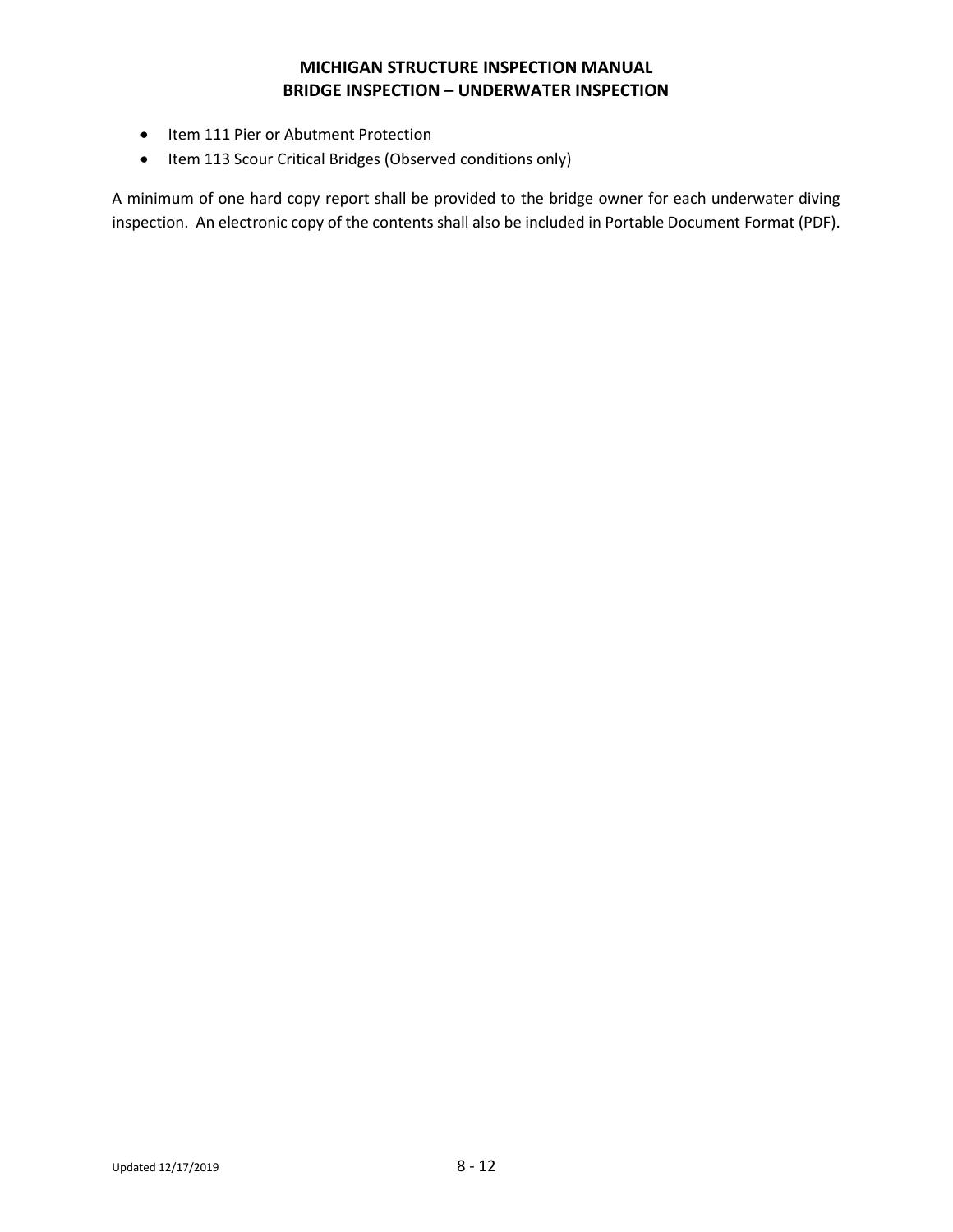- Item 111 Pier or Abutment Protection
- Item 113 Scour Critical Bridges (Observed conditions only)

A minimum of one hard copy report shall be provided to the bridge owner for each underwater diving inspection. An electronic copy of the contents shall also be included in Portable Document Format (PDF).